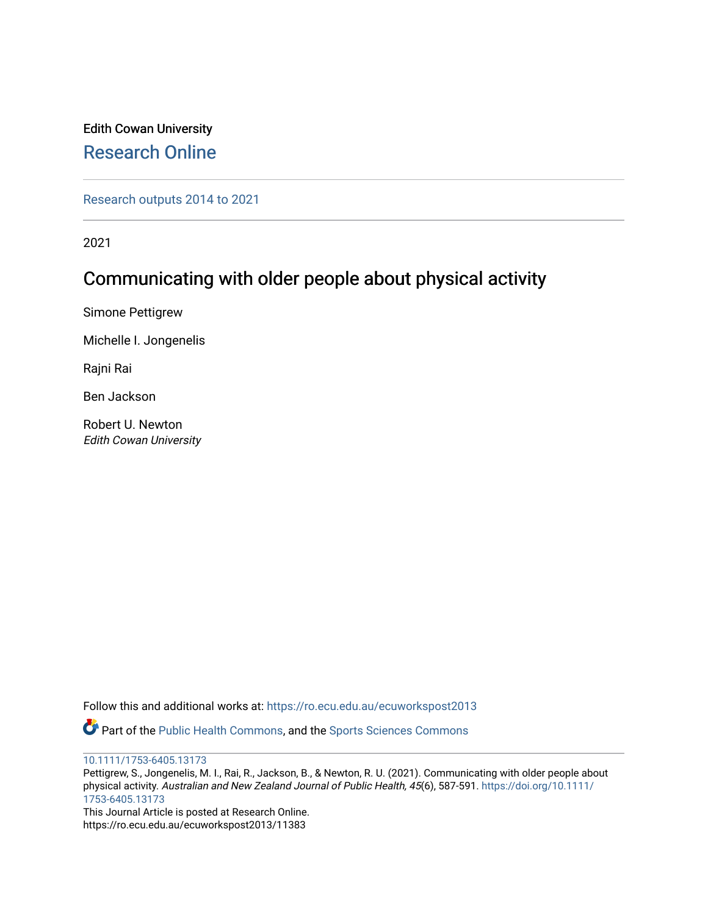Edith Cowan University

Research Online

Research outputs 2014 to 2021

2021

# Communicating with older people about physical activity

Simone Pettigrew

Michelle I. Jongenelis

Rajni Rai

Ben Jackson

Robert U. Newton
*Edith Cowan University*

Follow this and additional works at: https://ro.ecu.edu.au/ecuworkspost2013

Part of the Public Health Commons, and the Sports Sciences Commons

10.1111/1753-6405.13173

Pettigrew, S., Jongenelis, M. I., Rai, R., Jackson, B., & Newton, R. U. (2021). Communicating with older people about physical activity. *Australian and New Zealand Journal of Public Health, 45*(6), 587-591. https://doi.org/10.1111/1753-6405.13173

This Journal Article is posted at Research Online.
https://ro.ecu.edu.au/ecuworkspost2013/11383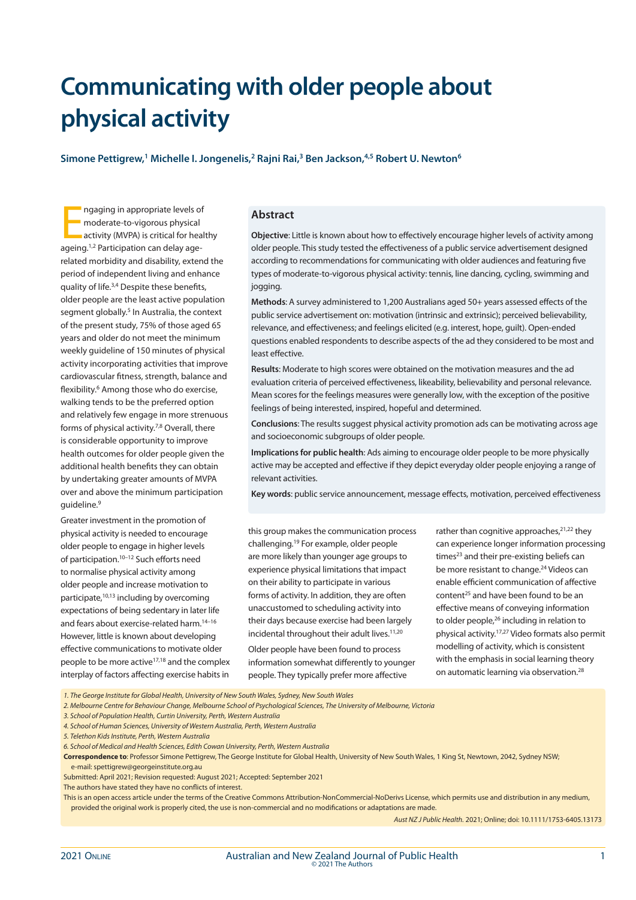# Communicating with older people about physical activity

**Simone Pettigrew,[1] Michelle I. Jongenelis,[2] Rajni Rai,[3] Ben Jackson,[4,5] Robert U. Newton[6]**

## Abstract

**Objective**: Little is known about how to effectively encourage higher levels of activity among older people. This study tested the effectiveness of a public service advertisement designed according to recommendations for communicating with older audiences and featuring five types of moderate-to-vigorous physical activity: tennis, line dancing, cycling, swimming and jogging.

**Methods**: A survey administered to 1,200 Australians aged 50+ years assessed effects of the public service advertisement on: motivation (intrinsic and extrinsic); perceived believability, relevance, and effectiveness; and feelings elicited (e.g. interest, hope, guilt). Open-ended questions enabled respondents to describe aspects of the ad they considered to be most and least effective.

**Results**: Moderate to high scores were obtained on the motivation measures and the ad evaluation criteria of perceived effectiveness, likeability, believability and personal relevance. Mean scores for the feelings measures were generally low, with the exception of the positive feelings of being interested, inspired, hopeful and determined.

**Conclusions**: The results suggest physical activity promotion ads can be motivating across age and socioeconomic subgroups of older people.

**Implications for public health**: Ads aiming to encourage older people to be more physically active may be accepted and effective if they depict everyday older people enjoying a range of relevant activities.

**Key words**: public service announcement, message effects, motivation, perceived effectiveness

Engaging in appropriate levels of moderate-to-vigorous physical activity (MVPA) is critical for healthy ageing.[1,2] Participation can delay age-related morbidity and disability, extend the period of independent living and enhance quality of life.[3,4] Despite these benefits, older people are the least active population segment globally.[5] In Australia, the context of the present study, 75% of those aged 65 years and older do not meet the minimum weekly guideline of 150 minutes of physical activity incorporating activities that improve cardiovascular fitness, strength, balance and flexibility.[6] Among those who do exercise, walking tends to be the preferred option and relatively few engage in more strenuous forms of physical activity.[7,8] Overall, there is considerable opportunity to improve health outcomes for older people given the additional health benefits they can obtain by undertaking greater amounts of MVPA over and above the minimum participation guideline.[9]

Greater investment in the promotion of physical activity is needed to encourage older people to engage in higher levels of participation.[10–12] Such efforts need to normalise physical activity among older people and increase motivation to participate,[10,13] including by overcoming expectations of being sedentary in later life and fears about exercise-related harm.[14–16] However, little is known about developing effective communications to motivate older people to be more active[17,18] and the complex interplay of factors affecting exercise habits in this group makes the communication process challenging.[19] For example, older people are more likely than younger age groups to experience physical limitations that impact on their ability to participate in various forms of activity. In addition, they are often unaccustomed to scheduling activity into their days because exercise had been largely incidental throughout their adult lives.[11,20]

Older people have been found to process information somewhat differently to younger people. They typically prefer more affective rather than cognitive approaches,[21,22] they can experience longer information processing times[23] and their pre-existing beliefs can be more resistant to change.[24] Videos can enable efficient communication of affective content[25] and have been found to be an effective means of conveying information to older people,[26] including in relation to physical activity.[17,27] Video formats also permit modelling of activity, which is consistent with the emphasis in social learning theory on automatic learning via observation.[28]

*1. The George Institute for Global Health, University of New South Wales, Sydney, New South Wales*
*2. Melbourne Centre for Behaviour Change, Melbourne School of Psychological Sciences, The University of Melbourne, Victoria*
*3. School of Population Health, Curtin University, Perth, Western Australia*
*4. School of Human Sciences, University of Western Australia, Perth, Western Australia*
*5. Telethon Kids Institute, Perth, Western Australia*
*6. School of Medical and Health Sciences, Edith Cowan University, Perth, Western Australia*

**Correspondence to**: Professor Simone Pettigrew, The George Institute for Global Health, University of New South Wales, 1 King St, Newtown, 2042, Sydney NSW; e-mail: spettigrew@georgeinstitute.org.au

Submitted: April 2021; Revision requested: August 2021; Accepted: September 2021

The authors have stated they have no conflicts of interest.

This is an open access article under the terms of the Creative Commons Attribution-NonCommercial-NoDerivs License, which permits use and distribution in any medium, provided the original work is properly cited, the use is non-commercial and no modifications or adaptations are made.

*Aust NZ J Public Health.* 2021; Online; doi: 10.1111/1753-6405.13173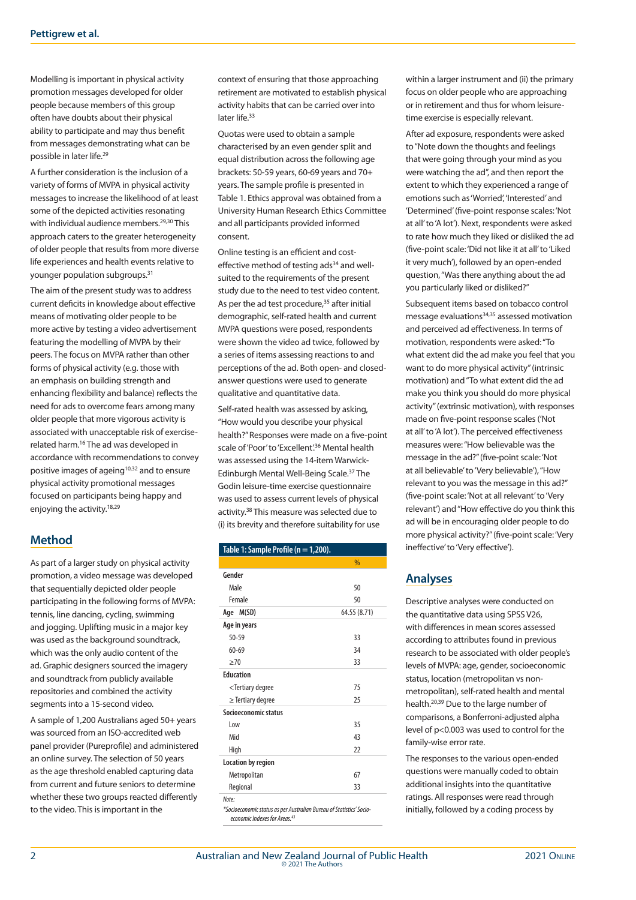Modelling is important in physical activity promotion messages developed for older people because members of this group often have doubts about their physical ability to participate and may thus benefit from messages demonstrating what can be possible in later life.[29]

A further consideration is the inclusion of a variety of forms of MVPA in physical activity messages to increase the likelihood of at least some of the depicted activities resonating with individual audience members.[29,30] This approach caters to the greater heterogeneity of older people that results from more diverse life experiences and health events relative to younger population subgroups.[31]

The aim of the present study was to address current deficits in knowledge about effective means of motivating older people to be more active by testing a video advertisement featuring the modelling of MVPA by their peers. The focus on MVPA rather than other forms of physical activity (e.g. those with an emphasis on building strength and enhancing flexibility and balance) reflects the need for ads to overcome fears among many older people that more vigorous activity is associated with unacceptable risk of exercise-related harm.[16] The ad was developed in accordance with recommendations to convey positive images of ageing[10,32] and to ensure physical activity promotional messages focused on participants being happy and enjoying the activity.[18,29]

## Method

As part of a larger study on physical activity promotion, a video message was developed that sequentially depicted older people participating in the following forms of MVPA: tennis, line dancing, cycling, swimming and jogging. Uplifting music in a major key was used as the background soundtrack, which was the only audio content of the ad. Graphic designers sourced the imagery and soundtrack from publicly available repositories and combined the activity segments into a 15-second video.

A sample of 1,200 Australians aged 50+ years was sourced from an ISO-accredited web panel provider (Pureprofile) and administered an online survey. The selection of 50 years as the age threshold enabled capturing data from current and future seniors to determine whether these two groups reacted differently to the video. This is important in the context of ensuring that those approaching retirement are motivated to establish physical activity habits that can be carried over into later life.[33]

Quotas were used to obtain a sample characterised by an even gender split and equal distribution across the following age brackets: 50-59 years, 60-69 years and 70+ years. The sample profile is presented in Table 1. Ethics approval was obtained from a University Human Research Ethics Committee and all participants provided informed consent.

Online testing is an efficient and cost-effective method of testing ads[34] and well-suited to the requirements of the present study due to the need to test video content. As per the ad test procedure,[35] after initial demographic, self-rated health and current MVPA questions were posed, respondents were shown the video ad twice, followed by a series of items assessing reactions to and perceptions of the ad. Both open- and closed-answer questions were used to generate qualitative and quantitative data.

Self-rated health was assessed by asking, "How would you describe your physical health?" Responses were made on a five-point scale of 'Poor' to 'Excellent'.[36] Mental health was assessed using the 14-item Warwick-Edinburgh Mental Well-Being Scale.[37] The Godin leisure-time exercise questionnaire was used to assess current levels of physical activity.[38] This measure was selected due to (i) its brevity and therefore suitability for use within a larger instrument and (ii) the primary focus on older people who are approaching or in retirement and thus for whom leisure-time exercise is especially relevant.

**Table 1: Sample Profile (n = 1,200).**

| | % |
|---|---|
| **Gender** | |
| Male | 50 |
| Female | 50 |
| **Age M(SD)** | 64.55 (8.71) |
| **Age in years** | |
| 50-59 | 33 |
| 60-69 | 34 |
| ≥70 | 33 |
| **Education** | |
| <Tertiary degree | 75 |
| ≥ Tertiary degree | 25 |
| **Socioeconomic status** | |
| Low | 35 |
| Mid | 43 |
| High | 22 |
| **Location by region** | |
| Metropolitan | 67 |
| Regional | 33 |

*Note:*
*\*Socioeconomic status as per Australian Bureau of Statistics' Socio-economic Indexes for Areas.[43]*

After ad exposure, respondents were asked to "Note down the thoughts and feelings that were going through your mind as you were watching the ad", and then report the extent to which they experienced a range of emotions such as 'Worried', 'Interested' and 'Determined' (five-point response scales: 'Not at all' to 'A lot'). Next, respondents were asked to rate how much they liked or disliked the ad (five-point scale: 'Did not like it at all' to 'Liked it very much'), followed by an open-ended question, "Was there anything about the ad you particularly liked or disliked?"

Subsequent items based on tobacco control message evaluations[34,35] assessed motivation and perceived ad effectiveness. In terms of motivation, respondents were asked: "To what extent did the ad make you feel that you want to do more physical activity" (intrinsic motivation) and "To what extent did the ad make you think you should do more physical activity" (extrinsic motivation), with responses made on five-point response scales ('Not at all' to 'A lot'). The perceived effectiveness measures were: "How believable was the message in the ad?" (five-point scale: 'Not at all believable' to 'Very believable'), "How relevant to you was the message in this ad?" (five-point scale: 'Not at all relevant' to 'Very relevant') and "How effective do you think this ad will be in encouraging older people to do more physical activity?" (five-point scale: 'Very ineffective' to 'Very effective').

## Analyses

Descriptive analyses were conducted on the quantitative data using SPSS V26, with differences in mean scores assessed according to attributes found in previous research to be associated with older people's levels of MVPA: age, gender, socioeconomic status, location (metropolitan vs non-metropolitan), self-rated health and mental health.[20,39] Due to the large number of comparisons, a Bonferroni-adjusted alpha level of $p<0.003$ was used to control for the family-wise error rate.

The responses to the various open-ended questions were manually coded to obtain additional insights into the quantitative ratings. All responses were read through initially, followed by a coding process by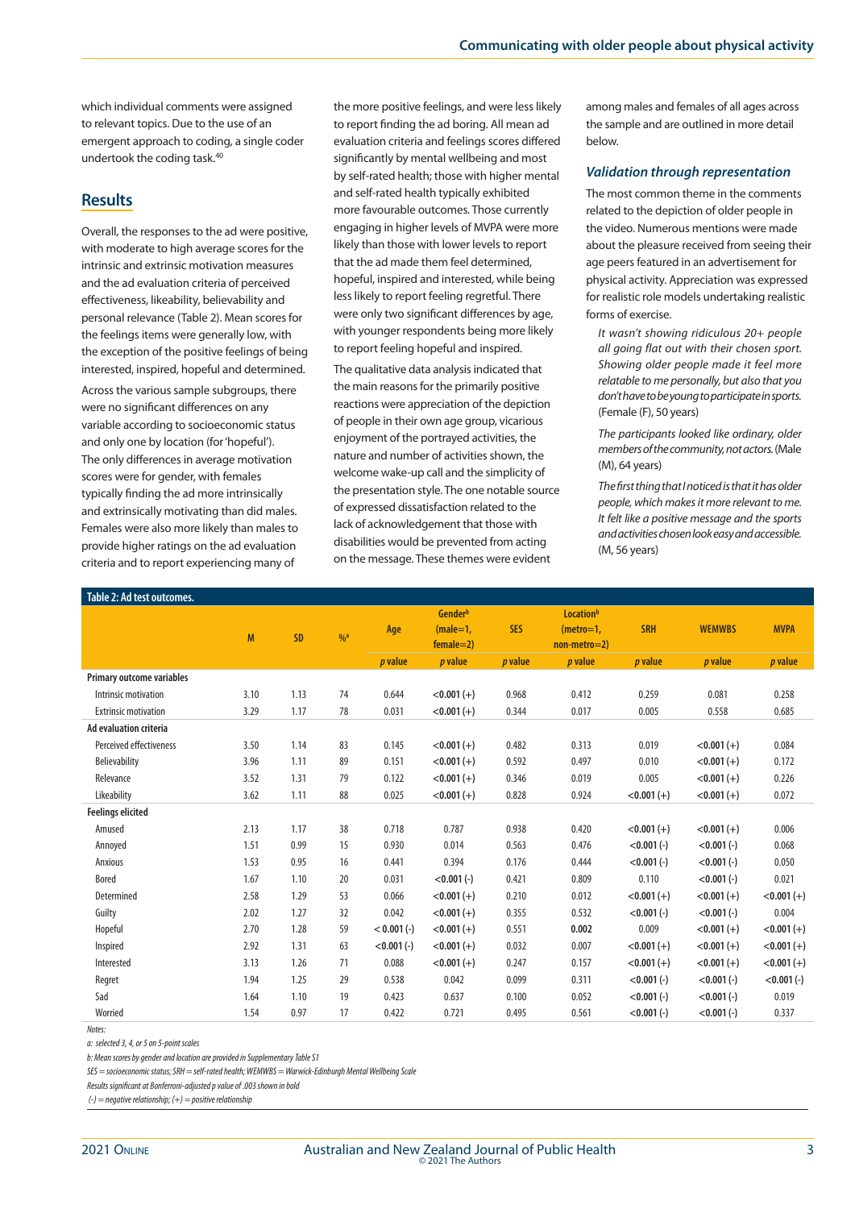which individual comments were assigned to relevant topics. Due to the use of an emergent approach to coding, a single coder undertook the coding task.[40]

## Results

Overall, the responses to the ad were positive, with moderate to high average scores for the intrinsic and extrinsic motivation measures and the ad evaluation criteria of perceived effectiveness, likeability, believability and personal relevance (Table 2). Mean scores for the feelings items were generally low, with the exception of the positive feelings of being interested, inspired, hopeful and determined.

Across the various sample subgroups, there were no significant differences on any variable according to socioeconomic status and only one by location (for 'hopeful'). The only differences in average motivation scores were for gender, with females typically finding the ad more intrinsically and extrinsically motivating than did males. Females were also more likely than males to provide higher ratings on the ad evaluation criteria and to report experiencing many of the more positive feelings, and were less likely to report finding the ad boring. All mean ad evaluation criteria and feelings scores differed significantly by mental wellbeing and most by self-rated health; those with higher mental and self-rated health typically exhibited more favourable outcomes. Those currently engaging in higher levels of MVPA were more likely than those with lower levels to report that the ad made them feel determined, hopeful, inspired and interested, while being less likely to report feeling regretful. There were only two significant differences by age, with younger respondents being more likely to report feeling hopeful and inspired.

The qualitative data analysis indicated that the main reasons for the primarily positive reactions were appreciation of the depiction of people in their own age group, vicarious enjoyment of the portrayed activities, the nature and number of activities shown, the welcome wake-up call and the simplicity of the presentation style. The one notable source of expressed dissatisfaction related to the lack of acknowledgement that those with disabilities would be prevented from acting on the message. These themes were evident among males and females of all ages across the sample and are outlined in more detail below.

### *Validation through representation*

The most common theme in the comments related to the depiction of older people in the video. Numerous mentions were made about the pleasure received from seeing their age peers featured in an advertisement for physical activity. Appreciation was expressed for realistic role models undertaking realistic forms of exercise.

> *It wasn't showing ridiculous 20+ people all going flat out with their chosen sport. Showing older people made it feel more relatable to me personally, but also that you don't have to be young to participate in sports.* (Female (F), 50 years)

> *The participants looked like ordinary, older members of the community, not actors.* (Male (M), 64 years)

> *The first thing that I noticed is that it has older people, which makes it more relevant to me. It felt like a positive message and the sports and activities chosen look easy and accessible.* (M, 56 years)

**Table 2: Ad test outcomes.**

| | M | SD | %[a] | Age | Gender[b] (male=1, female=2) | SES | Location[b] (metro=1, non-metro=2) | SRH | WEMWBS | MVPA |
|---|---|---|---|---|---|---|---|---|---|---|
| | | | | *p* value | *p* value | *p* value | *p* value | *p* value | *p* value | *p* value |
| **Primary outcome variables** | | | | | | | | | | |
| Intrinsic motivation | 3.10 | 1.13 | 74 | 0.644 | **<0.001 (+)** | 0.968 | 0.412 | 0.259 | 0.081 | 0.258 |
| Extrinsic motivation | 3.29 | 1.17 | 78 | 0.031 | **<0.001 (+)** | 0.344 | 0.017 | 0.005 | 0.558 | 0.685 |
| **Ad evaluation criteria** | | | | | | | | | | |
| Perceived effectiveness | 3.50 | 1.14 | 83 | 0.145 | **<0.001 (+)** | 0.482 | 0.313 | 0.019 | **<0.001 (+)** | 0.084 |
| Believability | 3.96 | 1.11 | 89 | 0.151 | **<0.001 (+)** | 0.592 | 0.497 | 0.010 | **<0.001 (+)** | 0.172 |
| Relevance | 3.52 | 1.31 | 79 | 0.122 | **<0.001 (+)** | 0.346 | 0.019 | 0.005 | **<0.001 (+)** | 0.226 |
| Likeability | 3.62 | 1.11 | 88 | 0.025 | **<0.001 (+)** | 0.828 | 0.924 | **<0.001 (+)** | **<0.001 (+)** | 0.072 |
| **Feelings elicited** | | | | | | | | | | |
| Amused | 2.13 | 1.17 | 38 | 0.718 | 0.787 | 0.938 | 0.420 | **<0.001 (+)** | **<0.001 (+)** | 0.006 |
| Annoyed | 1.51 | 0.99 | 15 | 0.930 | 0.014 | 0.563 | 0.476 | **<0.001 (-)** | **<0.001 (-)** | 0.068 |
| Anxious | 1.53 | 0.95 | 16 | 0.441 | 0.394 | 0.176 | 0.444 | **<0.001 (-)** | **<0.001 (-)** | 0.050 |
| Bored | 1.67 | 1.10 | 20 | 0.031 | **<0.001 (-)** | 0.421 | 0.809 | 0.110 | **<0.001 (-)** | 0.021 |
| Determined | 2.58 | 1.29 | 53 | 0.066 | **<0.001 (+)** | 0.210 | 0.012 | **<0.001 (+)** | **<0.001 (+)** | **<0.001 (+)** |
| Guilty | 2.02 | 1.27 | 32 | 0.042 | **<0.001 (+)** | 0.355 | 0.532 | **<0.001 (-)** | **<0.001 (-)** | 0.004 |
| Hopeful | 2.70 | 1.28 | 59 | **< 0.001 (-)** | **<0.001 (+)** | 0.551 | **0.002** | 0.009 | **<0.001 (+)** | **<0.001 (+)** |
| Inspired | 2.92 | 1.31 | 63 | **<0.001 (-)** | **<0.001 (+)** | 0.032 | 0.007 | **<0.001 (+)** | **<0.001 (+)** | **<0.001 (+)** |
| Interested | 3.13 | 1.26 | 71 | 0.088 | **<0.001 (+)** | 0.247 | 0.157 | **<0.001 (+)** | **<0.001 (+)** | **<0.001 (+)** |
| Regret | 1.94 | 1.25 | 29 | 0.538 | 0.042 | 0.099 | 0.311 | **<0.001 (-)** | **<0.001 (-)** | **<0.001 (-)** |
| Sad | 1.64 | 1.10 | 19 | 0.423 | 0.637 | 0.100 | 0.052 | **<0.001 (-)** | **<0.001 (-)** | 0.019 |
| Worried | 1.54 | 0.97 | 17 | 0.422 | 0.721 | 0.495 | 0.561 | **<0.001 (-)** | **<0.001 (-)** | 0.337 |

*Notes:*

*a: selected 3, 4, or 5 on 5-point scales*

*b: Mean scores by gender and location are provided in Supplementary Table S1*

*SES = socioeconomic status; SRH = self-rated health; WEMWBS = Warwick-Edinburgh Mental Wellbeing Scale*

*Results significant at Bonferroni-adjusted p value of .003 shown in bold*

*(-) = negative relationship; (+) = positive relationship*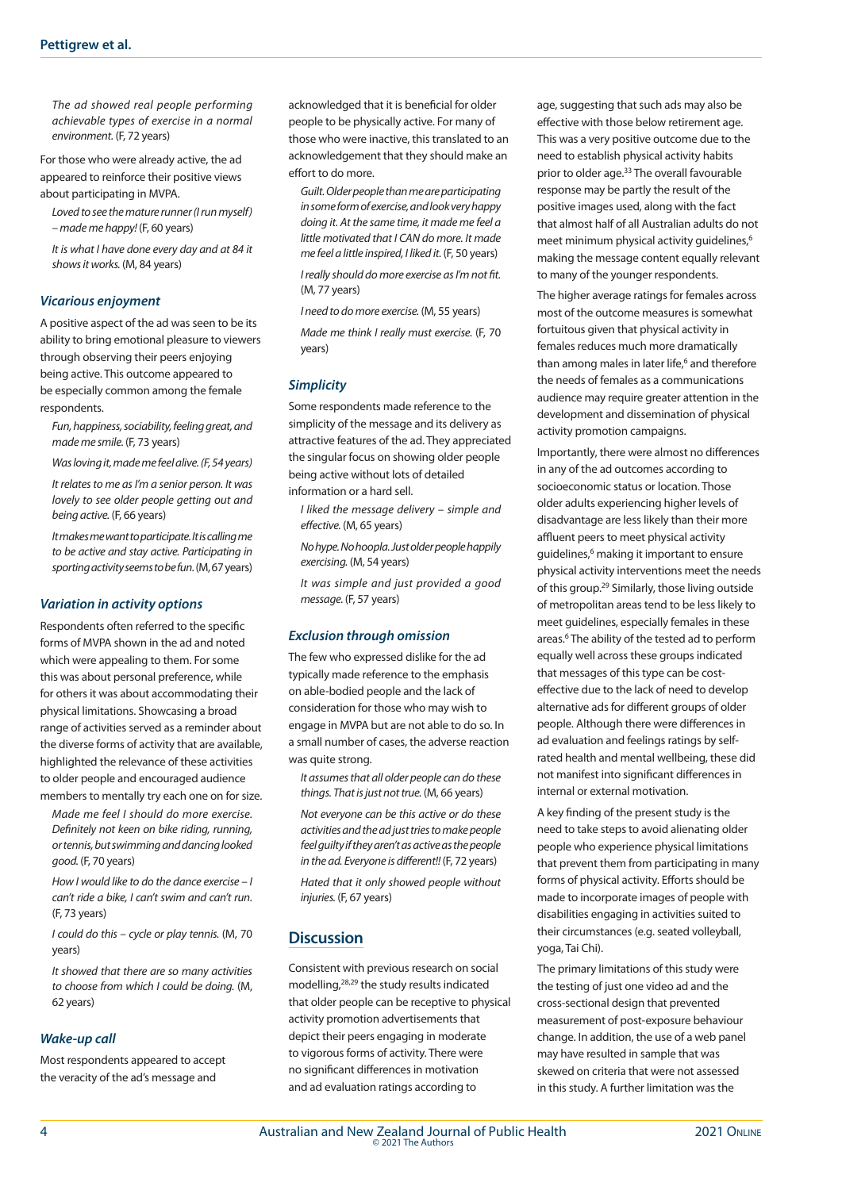*The ad showed real people performing achievable types of exercise in a normal environment.* (F, 72 years)

For those who were already active, the ad appeared to reinforce their positive views about participating in MVPA.

*Loved to see the mature runner (I run myself) – made me happy!* (F, 60 years)

*It is what I have done every day and at 84 it shows it works.* (M, 84 years)

### *Vicarious enjoyment*

A positive aspect of the ad was seen to be its ability to bring emotional pleasure to viewers through observing their peers enjoying being active. This outcome appeared to be especially common among the female respondents.

*Fun, happiness, sociability, feeling great, and made me smile.* (F, 73 years)

*Was loving it, made me feel alive. (F, 54 years)*

*It relates to me as I'm a senior person. It was lovely to see older people getting out and being active.* (F, 66 years)

*It makes me want to participate. It is calling me to be active and stay active. Participating in sporting activity seems to be fun.* (M, 67 years)

### *Variation in activity options*

Respondents often referred to the specific forms of MVPA shown in the ad and noted which were appealing to them. For some this was about personal preference, while for others it was about accommodating their physical limitations. Showcasing a broad range of activities served as a reminder about the diverse forms of activity that are available, highlighted the relevance of these activities to older people and encouraged audience members to mentally try each one on for size.

*Made me feel I should do more exercise. Definitely not keen on bike riding, running, or tennis, but swimming and dancing looked good.* (F, 70 years)

*How I would like to do the dance exercise – I can't ride a bike, I can't swim and can't run.* (F, 73 years)

*I could do this – cycle or play tennis.* (M, 70 years)

*It showed that there are so many activities to choose from which I could be doing.* (M, 62 years)

### *Wake-up call*

Most respondents appeared to accept the veracity of the ad's message and acknowledged that it is beneficial for older people to be physically active. For many of those who were inactive, this translated to an acknowledgement that they should make an effort to do more.

*Guilt. Older people than me are participating in some form of exercise, and look very happy doing it. At the same time, it made me feel a little motivated that I CAN do more. It made me feel a little inspired, I liked it.* (F, 50 years)

*I really should do more exercise as I'm not fit.* (M, 77 years)

*I need to do more exercise.* (M, 55 years)

*Made me think I really must exercise.* (F, 70 years)

### *Simplicity*

Some respondents made reference to the simplicity of the message and its delivery as attractive features of the ad. They appreciated the singular focus on showing older people being active without lots of detailed information or a hard sell.

*I liked the message delivery – simple and effective.* (M, 65 years)

*No hype. No hoopla. Just older people happily exercising.* (M, 54 years)

*It was simple and just provided a good message.* (F, 57 years)

### *Exclusion through omission*

The few who expressed dislike for the ad typically made reference to the emphasis on able-bodied people and the lack of consideration for those who may wish to engage in MVPA but are not able to do so. In a small number of cases, the adverse reaction was quite strong.

*It assumes that all older people can do these things. That is just not true.* (M, 66 years)

*Not everyone can be this active or do these activities and the ad just tries to make people feel guilty if they aren't as active as the people in the ad. Everyone is different!!* (F, 72 years)

*Hated that it only showed people without injuries.* (F, 67 years)

## Discussion

Consistent with previous research on social modelling,[28,29] the study results indicated that older people can be receptive to physical activity promotion advertisements that depict their peers engaging in moderate to vigorous forms of activity. There were no significant differences in motivation and ad evaluation ratings according to age, suggesting that such ads may also be effective with those below retirement age. This was a very positive outcome due to the need to establish physical activity habits prior to older age.[33] The overall favourable response may be partly the result of the positive images used, along with the fact that almost half of all Australian adults do not meet minimum physical activity guidelines,[6] making the message content equally relevant to many of the younger respondents.

The higher average ratings for females across most of the outcome measures is somewhat fortuitous given that physical activity in females reduces much more dramatically than among males in later life,[6] and therefore the needs of females as a communications audience may require greater attention in the development and dissemination of physical activity promotion campaigns.

Importantly, there were almost no differences in any of the ad outcomes according to socioeconomic status or location. Those older adults experiencing higher levels of disadvantage are less likely than their more affluent peers to meet physical activity guidelines,[6] making it important to ensure physical activity interventions meet the needs of this group.[29] Similarly, those living outside of metropolitan areas tend to be less likely to meet guidelines, especially females in these areas.[6] The ability of the tested ad to perform equally well across these groups indicated that messages of this type can be cost-effective due to the lack of need to develop alternative ads for different groups of older people. Although there were differences in ad evaluation and feelings ratings by self-rated health and mental wellbeing, these did not manifest into significant differences in internal or external motivation.

A key finding of the present study is the need to take steps to avoid alienating older people who experience physical limitations that prevent them from participating in many forms of physical activity. Efforts should be made to incorporate images of people with disabilities engaging in activities suited to their circumstances (e.g. seated volleyball, yoga, Tai Chi).

The primary limitations of this study were the testing of just one video ad and the cross-sectional design that prevented measurement of post-exposure behaviour change. In addition, the use of a web panel may have resulted in sample that was skewed on criteria that were not assessed in this study. A further limitation was the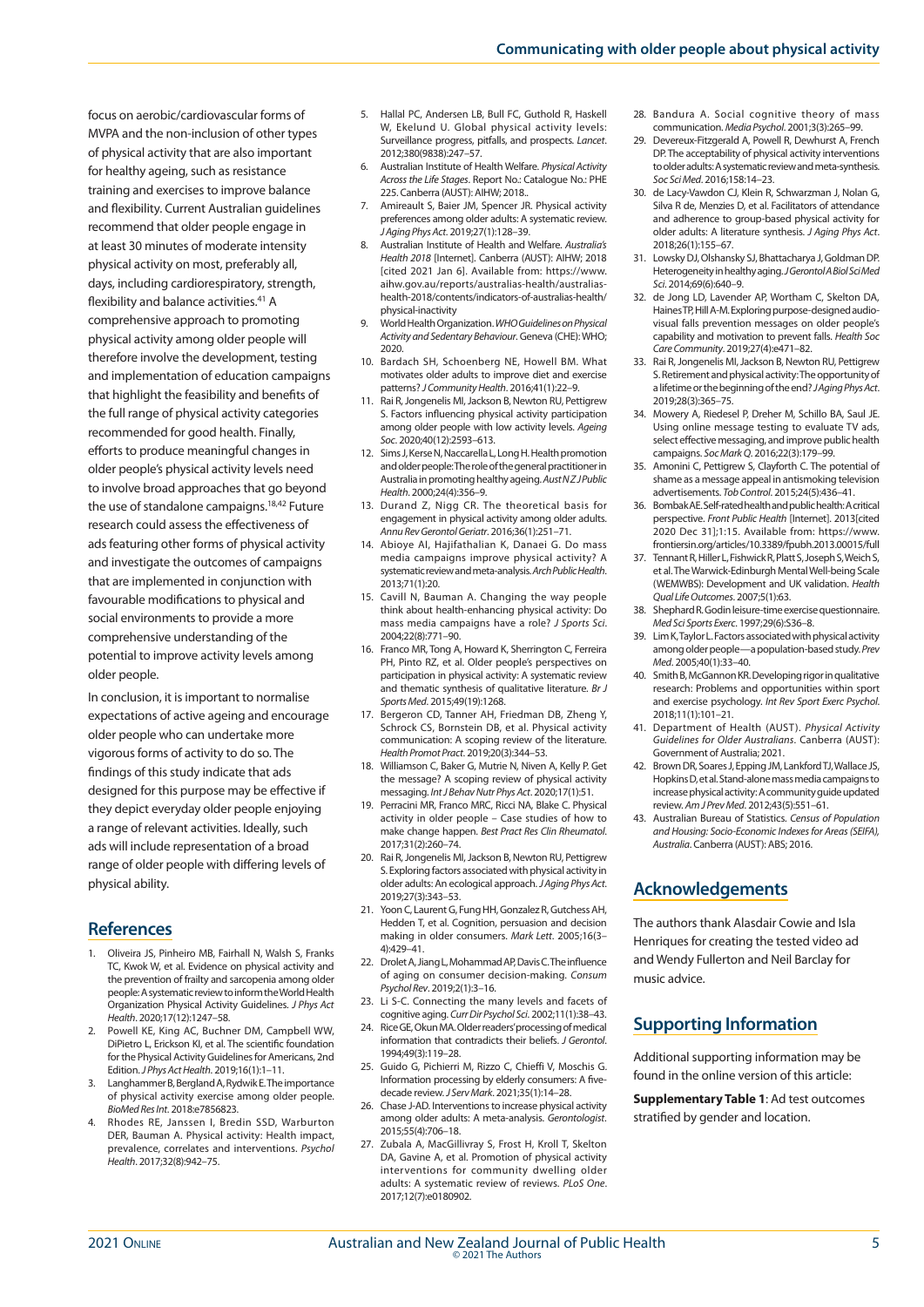focus on aerobic/cardiovascular forms of MVPA and the non-inclusion of other types of physical activity that are also important for healthy ageing, such as resistance training and exercises to improve balance and flexibility. Current Australian guidelines recommend that older people engage in at least 30 minutes of moderate intensity physical activity on most, preferably all, days, including cardiorespiratory, strength, flexibility and balance activities.[41] A comprehensive approach to promoting physical activity among older people will therefore involve the development, testing and implementation of education campaigns that highlight the feasibility and benefits of the full range of physical activity categories recommended for good health. Finally, efforts to produce meaningful changes in older people's physical activity levels need to involve broad approaches that go beyond the use of standalone campaigns.[18,42] Future research could assess the effectiveness of ads featuring other forms of physical activity and investigate the outcomes of campaigns that are implemented in conjunction with favourable modifications to physical and social environments to provide a more comprehensive understanding of the potential to improve activity levels among older people.

In conclusion, it is important to normalise expectations of active ageing and encourage older people who can undertake more vigorous forms of activity to do so. The findings of this study indicate that ads designed for this purpose may be effective if they depict everyday older people enjoying a range of relevant activities. Ideally, such ads will include representation of a broad range of older people with differing levels of physical ability.

## References

1. Oliveira JS, Pinheiro MB, Fairhall N, Walsh S, Franks TC, Kwok W, et al. Evidence on physical activity and the prevention of frailty and sarcopenia among older people: A systematic review to inform the World Health Organization Physical Activity Guidelines. *J Phys Act Health*. 2020;17(12):1247–58.
2. Powell KE, King AC, Buchner DM, Campbell WW, DiPietro L, Erickson KI, et al. The scientific foundation for the Physical Activity Guidelines for Americans, 2nd Edition. *J Phys Act Health*. 2019;16(1):1–11.
3. Langhammer B, Bergland A, Rydwik E. The importance of physical activity exercise among older people. *BioMed Res Int*. 2018:e7856823.
4. Rhodes RE, Janssen I, Bredin SSD, Warburton DER, Bauman A. Physical activity: Health impact, prevalence, correlates and interventions. *Psychol Health*. 2017;32(8):942–75.
5. Hallal PC, Andersen LB, Bull FC, Guthold R, Haskell W, Ekelund U. Global physical activity levels: Surveillance progress, pitfalls, and prospects. *Lancet*. 2012;380(9838):247–57.
6. Australian Institute of Health Welfare. *Physical Activity Across the Life Stages*. Report No.: Catalogue No.: PHE 225. Canberra (AUST): AIHW; 2018..
7. Amireault S, Baier JM, Spencer JR. Physical activity preferences among older adults: A systematic review. *J Aging Phys Act*. 2019;27(1):128–39.
8. Australian Institute of Health and Welfare. *Australia's Health 2018* [Internet]. Canberra (AUST): AIHW; 2018 [cited 2021 Jan 6]. Available from: https://www.aihw.gov.au/reports/australias-health/australias-health-2018/contents/indicators-of-australias-health/physical-inactivity
9. World Health Organization. *WHO Guidelines on Physical Activity and Sedentary Behaviour*. Geneva (CHE): WHO; 2020.
10. Bardach SH, Schoenberg NE, Howell BM. What motivates older adults to improve diet and exercise patterns? *J Community Health*. 2016;41(1):22–9.
11. Rai R, Jongenelis MI, Jackson B, Newton RU, Pettigrew S. Factors influencing physical activity participation among older people with low activity levels. *Ageing Soc*. 2020;40(12):2593–613.
12. Sims J, Kerse N, Naccarella L, Long H. Health promotion and older people: The role of the general practitioner in Australia in promoting healthy ageing. *Aust N Z J Public Health*. 2000;24(4):356–9.
13. Durand Z, Nigg CR. The theoretical basis for engagement in physical activity among older adults. *Annu Rev Gerontol Geriatr*. 2016;36(1):251–71.
14. Abioye AI, Hajifathalian K, Danaei G. Do mass media campaigns improve physical activity? A systematic review and meta-analysis. *Arch Public Health*. 2013;71(1):20.
15. Cavill N, Bauman A. Changing the way people think about health-enhancing physical activity: Do mass media campaigns have a role? *J Sports Sci*. 2004;22(8):771–90.
16. Franco MR, Tong A, Howard K, Sherrington C, Ferreira PH, Pinto RZ, et al. Older people's perspectives on participation in physical activity: A systematic review and thematic synthesis of qualitative literature. *Br J Sports Med*. 2015;49(19):1268.
17. Bergeron CD, Tanner AH, Friedman DB, Zheng Y, Schrock CS, Bornstein DB, et al. Physical activity communication: A scoping review of the literature. *Health Promot Pract*. 2019;20(3):344–53.
18. Williamson C, Baker G, Mutrie N, Niven A, Kelly P. Get the message? A scoping review of physical activity messaging. *Int J Behav Nutr Phys Act*. 2020;17(1):51.
19. Perracini MR, Franco MRC, Ricci NA, Blake C. Physical activity in older people – Case studies of how to make change happen. *Best Pract Res Clin Rheumatol*. 2017;31(2):260–74.
20. Rai R, Jongenelis MI, Jackson B, Newton RU, Pettigrew S. Exploring factors associated with physical activity in older adults: An ecological approach. *J Aging Phys Act*. 2019;27(3):343–53.
21. Yoon C, Laurent G, Fung HH, Gonzalez R, Gutchess AH, Hedden T, et al. Cognition, persuasion and decision making in older consumers. *Mark Lett*. 2005;16(3–4):429–41.
22. Drolet A, Jiang L, Mohammad AP, Davis C. The influence of aging on consumer decision-making. *Consum Psychol Rev*. 2019;2(1):3–16.
23. Li S-C. Connecting the many levels and facets of cognitive aging. *Curr Dir Psychol Sci*. 2002;11(1):38–43.
24. Rice GE, Okun MA. Older readers' processing of medical information that contradicts their beliefs. *J Gerontol*. 1994;49(3):119–28.
25. Guido G, Pichierri M, Rizzo C, Chieffi V, Moschis G. Information processing by elderly consumers: A five-decade review. *J Serv Mark*. 2021;35(1):14–28.
26. Chase J-AD. Interventions to increase physical activity among older adults: A meta-analysis. *Gerontologist*. 2015;55(4):706–18.
27. Zubala A, MacGillivray S, Frost H, Kroll T, Skelton DA, Gavine A, et al. Promotion of physical activity interventions for community dwelling older adults: A systematic review of reviews. *PLoS One*. 2017;12(7):e0180902.
28. Bandura A. Social cognitive theory of mass communication. *Media Psychol*. 2001;3(3):265–99.
29. Devereux-Fitzgerald A, Powell R, Dewhurst A, French DP. The acceptability of physical activity interventions to older adults: A systematic review and meta-synthesis. *Soc Sci Med*. 2016;158:14–23.
30. de Lacy-Vawdon CJ, Klein R, Schwarzman J, Nolan G, Silva R de, Menzies D, et al. Facilitators of attendance and adherence to group-based physical activity for older adults: A literature synthesis. *J Aging Phys Act*. 2018;26(1):155–67.
31. Lowsky DJ, Olshansky SJ, Bhattacharya J, Goldman DP. Heterogeneity in healthy aging. *J Gerontol A Biol Sci Med Sci*. 2014;69(6):640–9.
32. de Jong LD, Lavender AP, Wortham C, Skelton DA, Haines TP, Hill A-M. Exploring purpose-designed audio-visual falls prevention messages on older people's capability and motivation to prevent falls. *Health Soc Care Community*. 2019;27(4):e471–82.
33. Rai R, Jongenelis MI, Jackson B, Newton RU, Pettigrew S. Retirement and physical activity: The opportunity of a lifetime or the beginning of the end? *J Aging Phys Act*. 2019;28(3):365–75.
34. Mowery A, Riedesel P, Dreher M, Schillo BA, Saul JE. Using online message testing to evaluate TV ads, select effective messaging, and improve public health campaigns. *Soc Mark Q*. 2016;22(3):179–99.
35. Amonini C, Pettigrew S, Clayforth C. The potential of shame as a message appeal in antismoking television advertisements. *Tob Control*. 2015;24(5):436–41.
36. Bombak AE. Self-rated health and public health: A critical perspective. *Front Public Health* [Internet]. 2013[cited 2020 Dec 31];1:15. Available from: https://www.frontiersin.org/articles/10.3389/fpubh.2013.00015/full
37. Tennant R, Hiller L, Fishwick R, Platt S, Joseph S, Weich S, et al. The Warwick-Edinburgh Mental Well-being Scale (WEMWBS): Development and UK validation. *Health Qual Life Outcomes*. 2007;5(1):63.
38. Shephard R. Godin leisure-time exercise questionnaire. *Med Sci Sports Exerc*. 1997;29(6):S36–8.
39. Lim K, Taylor L. Factors associated with physical activity among older people—a population-based study. *Prev Med*. 2005;40(1):33–40.
40. Smith B, McGannon KR. Developing rigor in qualitative research: Problems and opportunities within sport and exercise psychology. *Int Rev Sport Exerc Psychol*. 2018;11(1):101–21.
41. Department of Health (AUST). *Physical Activity Guidelines for Older Australians*. Canberra (AUST): Government of Australia; 2021.
42. Brown DR, Soares J, Epping JM, Lankford TJ, Wallace JS, Hopkins D, et al. Stand-alone mass media campaigns to increase physical activity: A community guide updated review. *Am J Prev Med*. 2012;43(5):551–61.
43. Australian Bureau of Statistics. *Census of Population and Housing: Socio-Economic Indexes for Areas (SEIFA), Australia*. Canberra (AUST): ABS; 2016.

## Acknowledgements

The authors thank Alasdair Cowie and Isla Henriques for creating the tested video ad and Wendy Fullerton and Neil Barclay for music advice.

## Supporting Information

Additional supporting information may be found in the online version of this article:

**Supplementary Table 1**: Ad test outcomes stratified by gender and location.